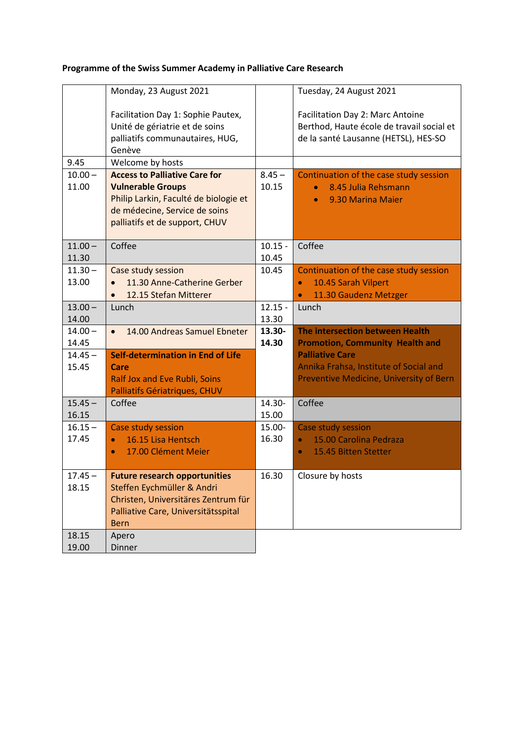**Programme of the Swiss Summer Academy in Palliative Care Research**

| | Monday, 23 August 2021<br><br>Facilitation Day 1: Sophie Pautex, Unité de gériatrie et de soins palliatifs communautaires, HUG, Genève | | Tuesday, 24 August 2021<br><br>Facilitation Day 2: Marc Antoine Berthod, Haute école de travail social et de la santé Lausanne (HETSL), HES-SO |
|---|---|---|---|
| 9.45 | Welcome by hosts | | |
| 10.00 – 11.00 | **Access to Palliative Care for Vulnerable Groups**<br>Philip Larkin, Faculté de biologie et de médecine, Service de soins palliatifs et de support, CHUV | 8.45 – 10.15 | Continuation of the case study session<br>• 8.45 Julia Rehsmann<br>• 9.30 Marina Maier |
| 11.00 – 11.30 | Coffee | 10.15 - 10.45 | Coffee |
| 11.30 – 13.00 | Case study session<br>• 11.30 Anne-Catherine Gerber<br>• 12.15 Stefan Mitterer | 10.45 | Continuation of the case study session<br>• 10.45 Sarah Vilpert<br>• 11.30 Gaudenz Metzger |
| 13.00 – 14.00 | Lunch | 12.15 - 13.30 | Lunch |
| 14.00 – 14.45 | • 14.00 Andreas Samuel Ebneter | **13.30- 14.30** | **The intersection between Health Promotion, Community Health and Palliative Care**<br>Annika Frahsa, Institute of Social and Preventive Medicine, University of Bern |
| 14.45 – 15.45 | **Self-determination in End of Life Care**<br>Ralf Jox and Eve Rubli, Soins Palliatifs Gériatriques, CHUV | | |
| 15.45 – 16.15 | Coffee | 14.30- 15.00 | Coffee |
| 16.15 – 17.45 | Case study session<br>• 16.15 Lisa Hentsch<br>• 17.00 Clément Meier | 15.00- 16.30 | Case study session<br>• 15.00 Carolina Pedraza<br>• 15.45 Bitten Stetter |
| 17.45 – 18.15 | **Future research opportunities**<br>Steffen Eychmüller & Andri Christen, Universitäres Zentrum für Palliative Care, Universitätsspital Bern | 16.30 | Closure by hosts |
| 18.15<br>19.00 | Apero<br>Dinner | | |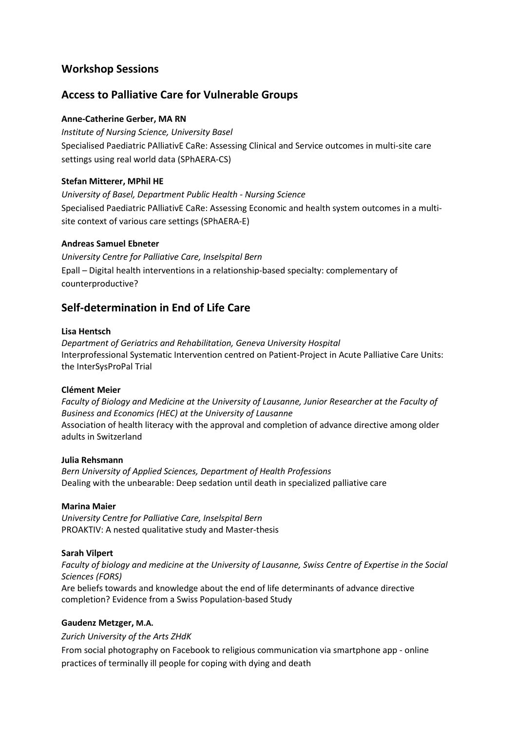# Workshop Sessions

## Access to Palliative Care for Vulnerable Groups

**Anne-Catherine Gerber, MA RN**
*Institute of Nursing Science, University Basel*
Specialised Paediatric PAlliativE CaRe: Assessing Clinical and Service outcomes in multi-site care settings using real world data (SPhAERA-CS)

**Stefan Mitterer, MPhil HE**
*University of Basel, Department Public Health - Nursing Science*
Specialised Paediatric PAlliativE CaRe: Assessing Economic and health system outcomes in a multi-site context of various care settings (SPhAERA-E)

**Andreas Samuel Ebneter**
*University Centre for Palliative Care, Inselspital Bern*
Epall – Digital health interventions in a relationship-based specialty: complementary of counterproductive?

## Self-determination in End of Life Care

**Lisa Hentsch**
*Department of Geriatrics and Rehabilitation, Geneva University Hospital*
Interprofessional Systematic Intervention centred on Patient-Project in Acute Palliative Care Units: the InterSysProPal Trial

**Clément Meier**
*Faculty of Biology and Medicine at the University of Lausanne, Junior Researcher at the Faculty of Business and Economics (HEC) at the University of Lausanne*
Association of health literacy with the approval and completion of advance directive among older adults in Switzerland

**Julia Rehsmann**
*Bern University of Applied Sciences, Department of Health Professions*
Dealing with the unbearable: Deep sedation until death in specialized palliative care

**Marina Maier**
*University Centre for Palliative Care, Inselspital Bern*
PROAKTIV: A nested qualitative study and Master-thesis

**Sarah Vilpert**
*Faculty of biology and medicine at the University of Lausanne, Swiss Centre of Expertise in the Social Sciences (FORS)*
Are beliefs towards and knowledge about the end of life determinants of advance directive completion? Evidence from a Swiss Population-based Study

**Gaudenz Metzger, M.A.**
*Zurich University of the Arts ZHdK*
From social photography on Facebook to religious communication via smartphone app - online practices of terminally ill people for coping with dying and death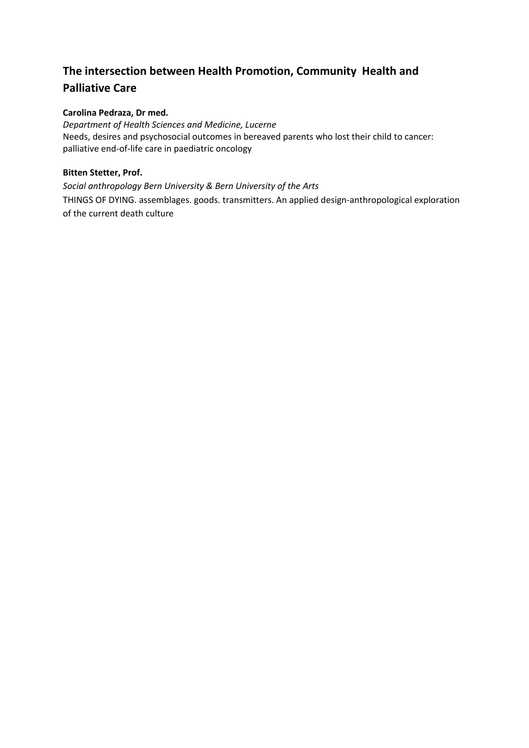## The intersection between Health Promotion, Community Health and Palliative Care

**Carolina Pedraza, Dr med.**
*Department of Health Sciences and Medicine, Lucerne*
Needs, desires and psychosocial outcomes in bereaved parents who lost their child to cancer: palliative end-of-life care in paediatric oncology

**Bitten Stetter, Prof.**
*Social anthropology Bern University & Bern University of the Arts*
THINGS OF DYING. assemblages. goods. transmitters. An applied design-anthropological exploration of the current death culture